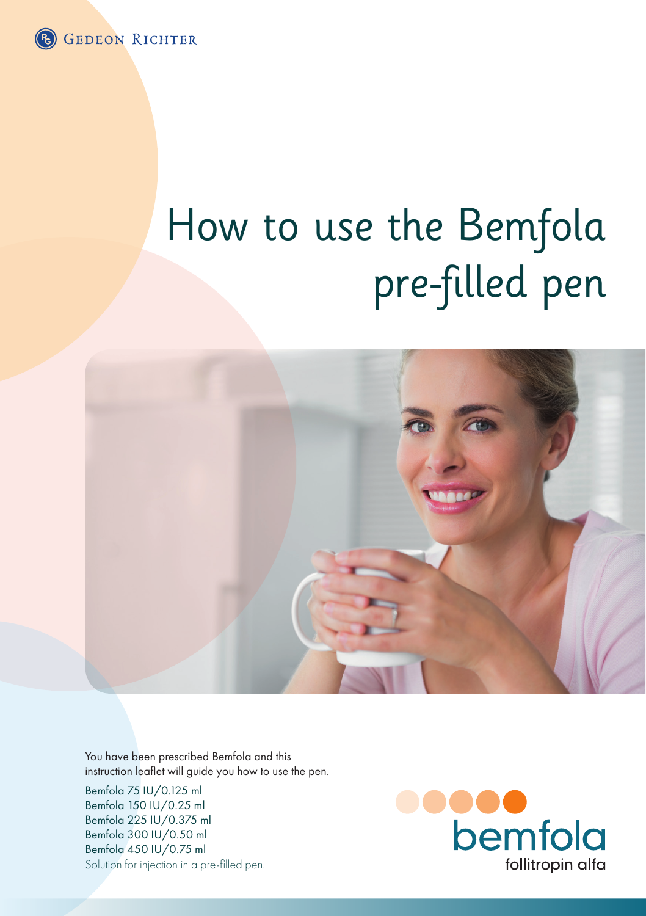GEDEON RICHTER

# How to use the Bemfola pre-filled pen

You have been prescribed Bemfola and this instruction leaflet will guide you how to use the pen.

Bemfola 75 IU/0.125 ml
Bemfola 150 IU/0.25 ml
Bemfola 225 IU/0.375 ml
Bemfola 300 IU/0.50 ml
Bemfola 450 IU/0.75 ml
Solution for injection in a pre-filled pen.

bemfola
follitropin alfa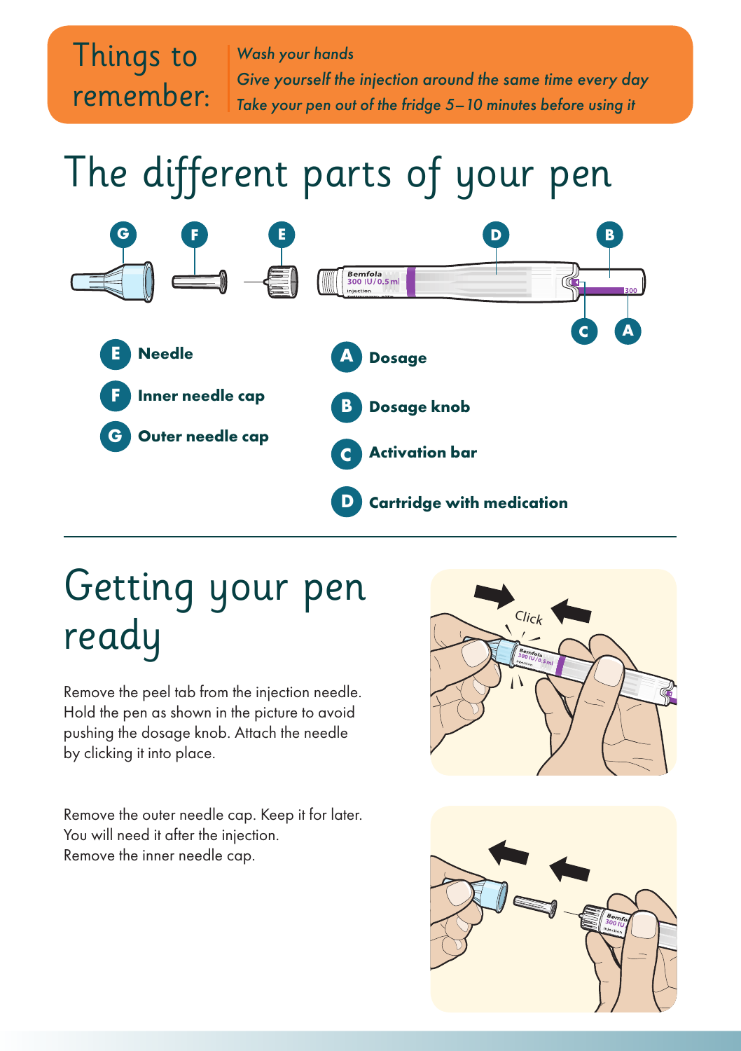**Things to remember:**

*Wash your hands*
*Give yourself the injection around the same time every day*
*Take your pen out of the fridge 5–10 minutes before using it*

# The different parts of your pen

- **E** **Needle**
- **F** **Inner needle cap**
- **G** **Outer needle cap**
- **A** **Dosage**
- **B** **Dosage knob**
- **C** **Activation bar**
- **D** **Cartridge with medication**

# Getting your pen ready

Remove the peel tab from the injection needle. Hold the pen as shown in the picture to avoid pushing the dosage knob. Attach the needle by clicking it into place.

Remove the outer needle cap. Keep it for later. You will need it after the injection.
Remove the inner needle cap.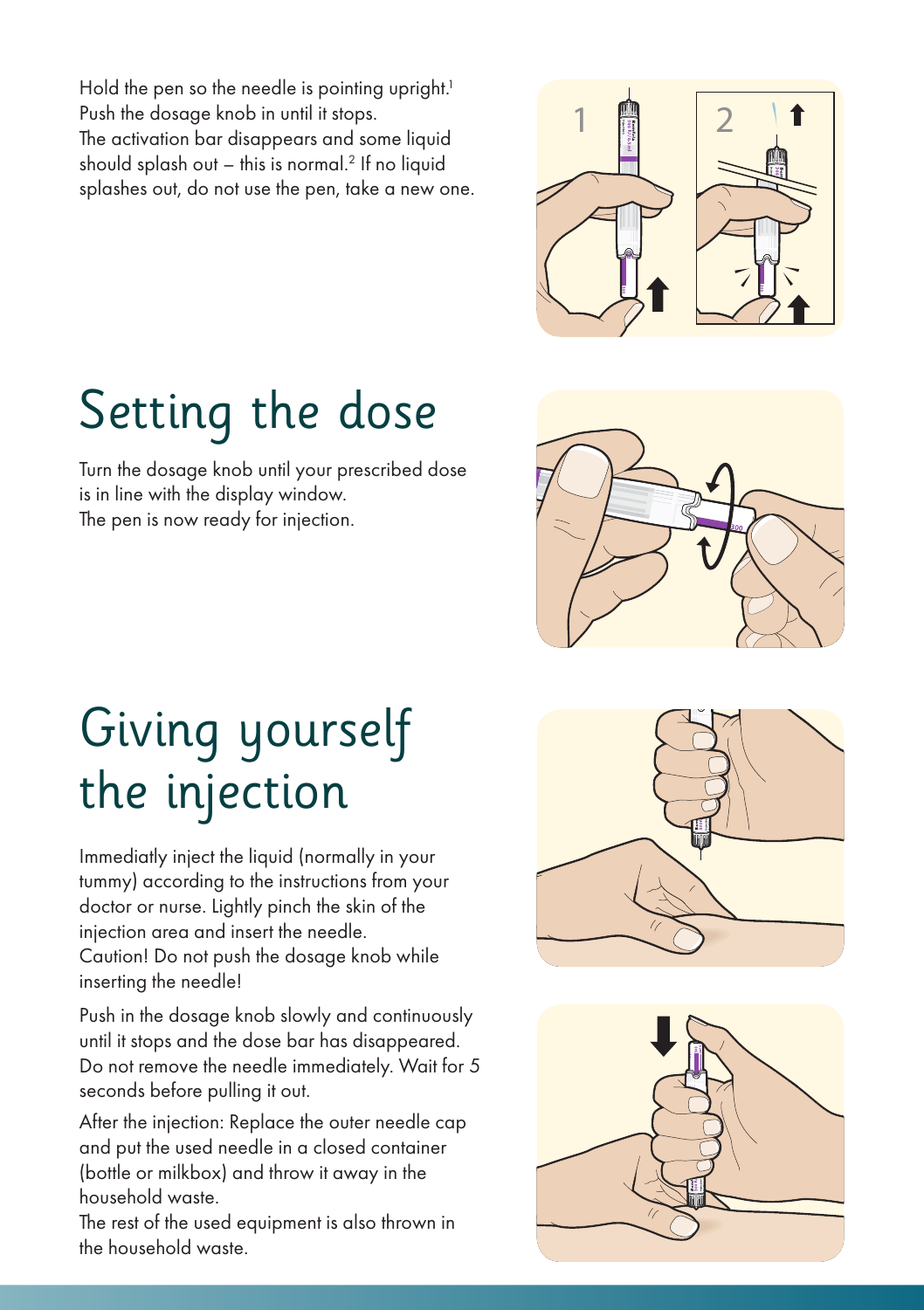Hold the pen so the needle is pointing upright.[1] Push the dosage knob in until it stops. The activation bar disappears and some liquid should splash out – this is normal.[2] If no liquid splashes out, do not use the pen, take a new one.

# Setting the dose

Turn the dosage knob until your prescribed dose is in line with the display window. The pen is now ready for injection.

# Giving yourself the injection

Immediatly inject the liquid (normally in your tummy) according to the instructions from your doctor or nurse. Lightly pinch the skin of the injection area and insert the needle. Caution! Do not push the dosage knob while inserting the needle!

Push in the dosage knob slowly and continuously until it stops and the dose bar has disappeared. Do not remove the needle immediately. Wait for 5 seconds before pulling it out.

After the injection: Replace the outer needle cap and put the used needle in a closed container (bottle or milkbox) and throw it away in the household waste. The rest of the used equipment is also thrown in the household waste.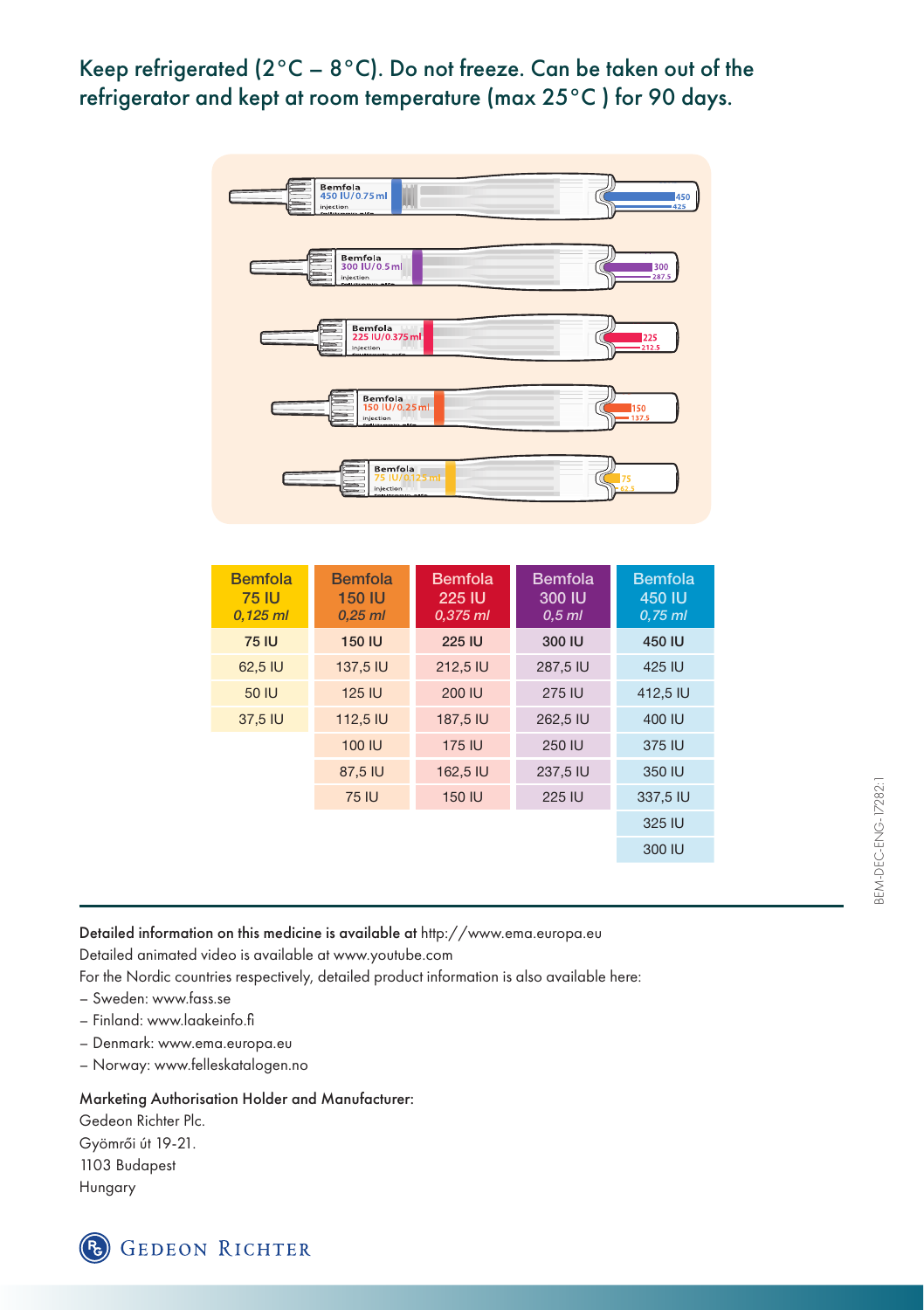## Keep refrigerated (2°C – 8°C). Do not freeze. Can be taken out of the refrigerator and kept at room temperature (max 25°C ) for 90 days.

| Bemfola 75 IU *0,125 ml* | Bemfola 150 IU *0,25 ml* | Bemfola 225 IU *0,375 ml* | Bemfola 300 IU *0,5 ml* | Bemfola 450 IU *0,75 ml* |
|---|---|---|---|---|
| **75 IU** | **150 IU** | **225 IU** | **300 IU** | **450 IU** |
| 62,5 IU | 137,5 IU | 212,5 IU | 287,5 IU | 425 IU |
| 50 IU | 125 IU | 200 IU | 275 IU | 412,5 IU |
| 37,5 IU | 112,5 IU | 187,5 IU | 262,5 IU | 400 IU |
| | 100 IU | 175 IU | 250 IU | 375 IU |
| | 87,5 IU | 162,5 IU | 237,5 IU | 350 IU |
| | 75 IU | 150 IU | 225 IU | 337,5 IU |
| | | | | 325 IU |
| | | | | 300 IU |

BEM-DEC-ENG-17282:1

**Detailed information on this medicine is available at** http://www.ema.europa.eu

Detailed animated video is available at www.youtube.com

For the Nordic countries respectively, detailed product information is also available here:

- Sweden: www.fass.se
- Finland: www.laakeinfo.fi
- Denmark: www.ema.europa.eu
- Norway: www.felleskatalogen.no

**Marketing Authorisation Holder and Manufacturer:**

Gedeon Richter Plc.
Gyömrői út 19-21.
1103 Budapest
Hungary

GEDEON RICHTER